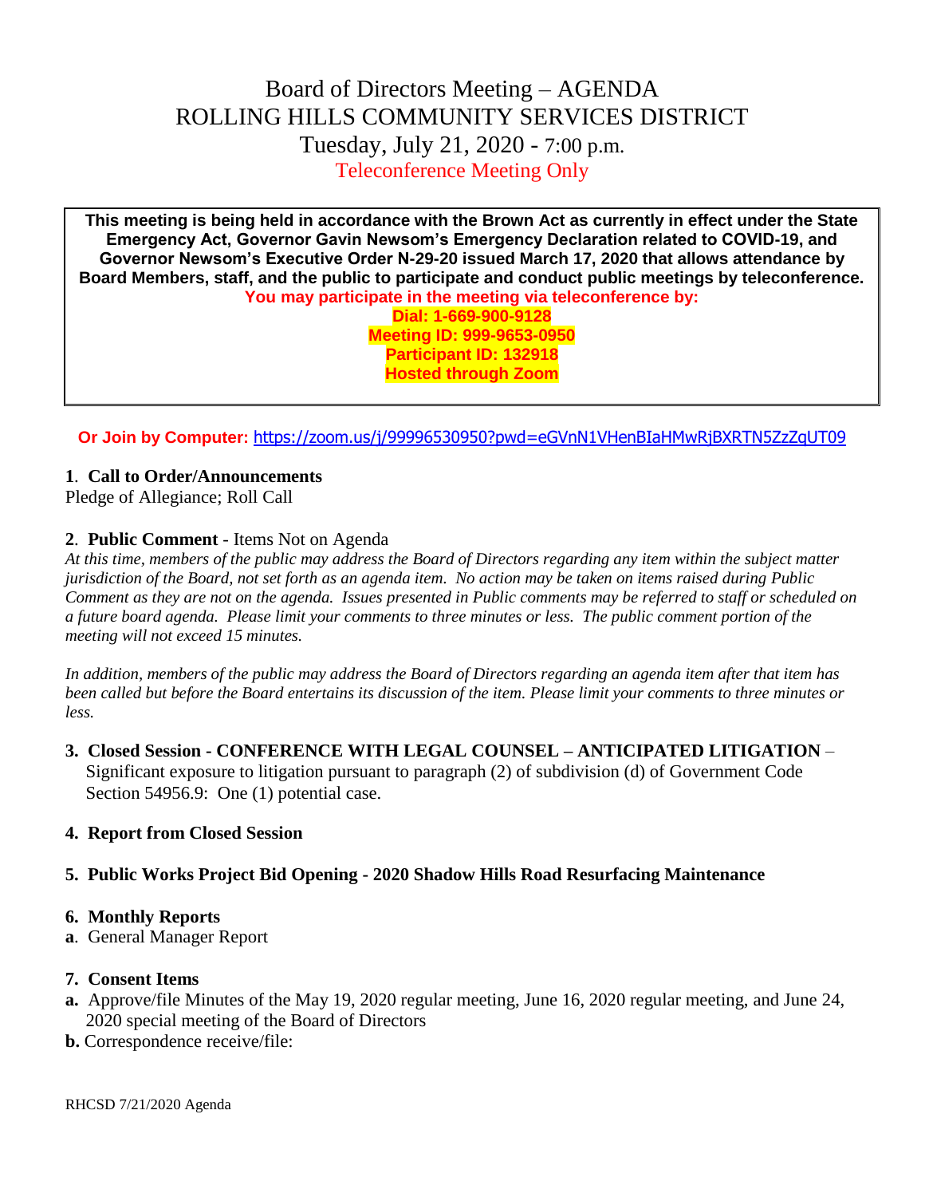# Board of Directors Meeting – AGENDA
# ROLLING HILLS COMMUNITY SERVICES DISTRICT
## Tuesday, July 21, 2020 - 7:00 p.m.
## Teleconference Meeting Only

**This meeting is being held in accordance with the Brown Act as currently in effect under the State Emergency Act, Governor Gavin Newsom's Emergency Declaration related to COVID-19, and Governor Newsom's Executive Order N-29-20 issued March 17, 2020 that allows attendance by Board Members, staff, and the public to participate and conduct public meetings by teleconference.**

**You may participate in the meeting via teleconference by:**

**Dial: 1-669-900-9128**
**Meeting ID: 999-9653-0950**
**Participant ID: 132918**
**Hosted through Zoom**

**Or Join by Computer:** https://zoom.us/j/99996530950?pwd=eGVnN1VHenBIaHMwRjBXRTN5ZzZqUT09

**1. Call to Order/Announcements**

Pledge of Allegiance; Roll Call

**2. Public Comment** - Items Not on Agenda

*At this time, members of the public may address the Board of Directors regarding any item within the subject matter jurisdiction of the Board, not set forth as an agenda item. No action may be taken on items raised during Public Comment as they are not on the agenda. Issues presented in Public comments may be referred to staff or scheduled on a future board agenda. Please limit your comments to three minutes or less. The public comment portion of the meeting will not exceed 15 minutes.*

*In addition, members of the public may address the Board of Directors regarding an agenda item after that item has been called but before the Board entertains its discussion of the item. Please limit your comments to three minutes or less.*

**3. Closed Session - CONFERENCE WITH LEGAL COUNSEL – ANTICIPATED LITIGATION** – Significant exposure to litigation pursuant to paragraph (2) of subdivision (d) of Government Code Section 54956.9: One (1) potential case.

**4. Report from Closed Session**

**5. Public Works Project Bid Opening - 2020 Shadow Hills Road Resurfacing Maintenance**

**6. Monthly Reports**

**a**. General Manager Report

**7. Consent Items**

**a.** Approve/file Minutes of the May 19, 2020 regular meeting, June 16, 2020 regular meeting, and June 24, 2020 special meeting of the Board of Directors

**b.** Correspondence receive/file: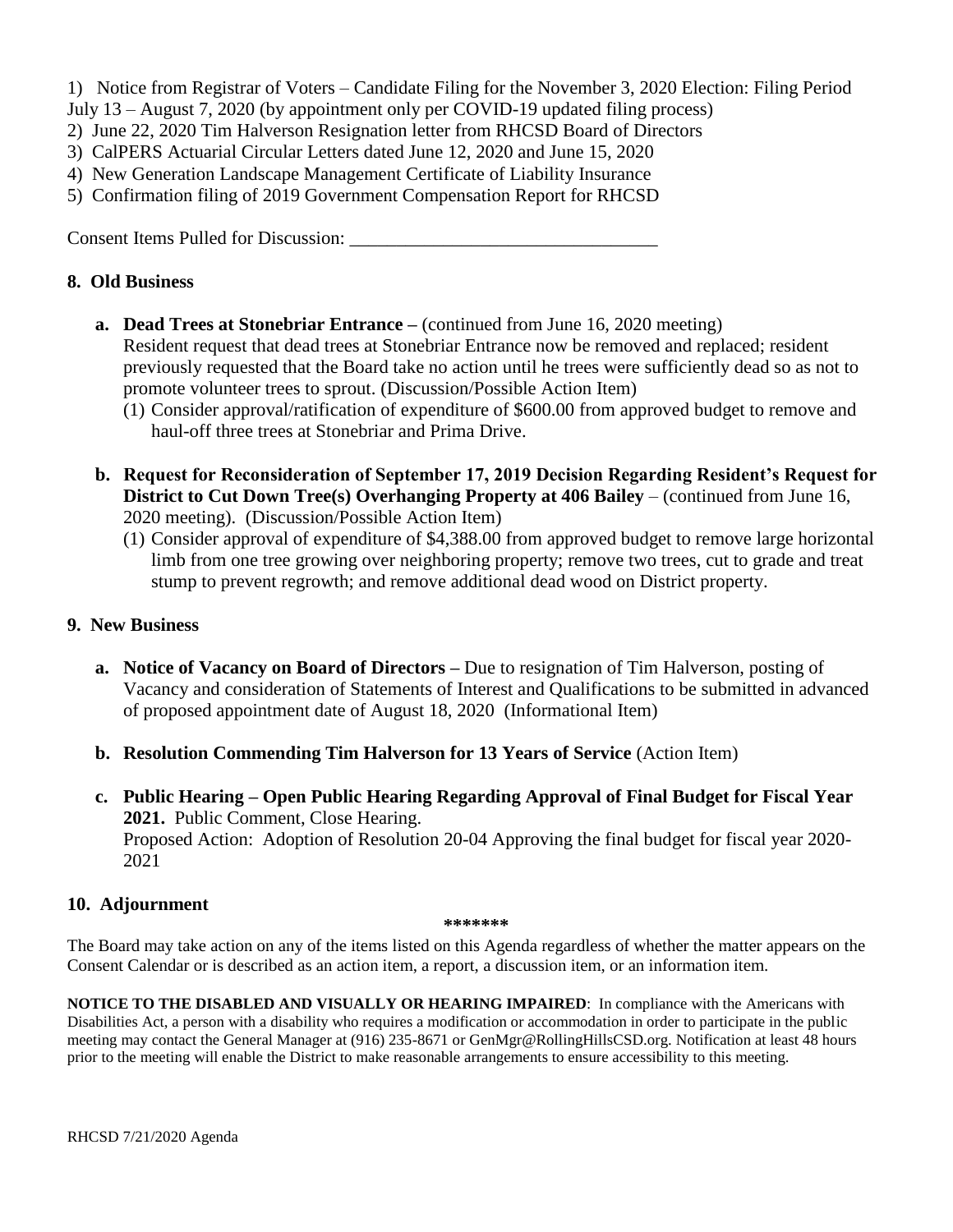1) Notice from Registrar of Voters – Candidate Filing for the November 3, 2020 Election: Filing Period July 13 – August 7, 2020 (by appointment only per COVID-19 updated filing process)
2) June 22, 2020 Tim Halverson Resignation letter from RHCSD Board of Directors
3) CalPERS Actuarial Circular Letters dated June 12, 2020 and June 15, 2020
4) New Generation Landscape Management Certificate of Liability Insurance
5) Confirmation filing of 2019 Government Compensation Report for RHCSD

Consent Items Pulled for Discussion: ________________________________

## 8. Old Business

- **a. Dead Trees at Stonebriar Entrance –** (continued from June 16, 2020 meeting) Resident request that dead trees at Stonebriar Entrance now be removed and replaced; resident previously requested that the Board take no action until he trees were sufficiently dead so as not to promote volunteer trees to sprout. (Discussion/Possible Action Item)
  - (1) Consider approval/ratification of expenditure of $600.00 from approved budget to remove and haul-off three trees at Stonebriar and Prima Drive.

- **b. Request for Reconsideration of September 17, 2019 Decision Regarding Resident's Request for District to Cut Down Tree(s) Overhanging Property at 406 Bailey** – (continued from June 16, 2020 meeting). (Discussion/Possible Action Item)
  - (1) Consider approval of expenditure of $4,388.00 from approved budget to remove large horizontal limb from one tree growing over neighboring property; remove two trees, cut to grade and treat stump to prevent regrowth; and remove additional dead wood on District property.

## 9. New Business

- **a. Notice of Vacancy on Board of Directors –** Due to resignation of Tim Halverson, posting of Vacancy and consideration of Statements of Interest and Qualifications to be submitted in advanced of proposed appointment date of August 18, 2020 (Informational Item)

- **b. Resolution Commending Tim Halverson for 13 Years of Service** (Action Item)

- **c. Public Hearing – Open Public Hearing Regarding Approval of Final Budget for Fiscal Year 2021.** Public Comment, Close Hearing.
  Proposed Action: Adoption of Resolution 20-04 Approving the final budget for fiscal year 2020-2021

## 10. Adjournment

*******

The Board may take action on any of the items listed on this Agenda regardless of whether the matter appears on the Consent Calendar or is described as an action item, a report, a discussion item, or an information item.

**NOTICE TO THE DISABLED AND VISUALLY OR HEARING IMPAIRED**: In compliance with the Americans with Disabilities Act, a person with a disability who requires a modification or accommodation in order to participate in the public meeting may contact the General Manager at (916) 235-8671 or GenMgr@RollingHillsCSD.org. Notification at least 48 hours prior to the meeting will enable the District to make reasonable arrangements to ensure accessibility to this meeting.